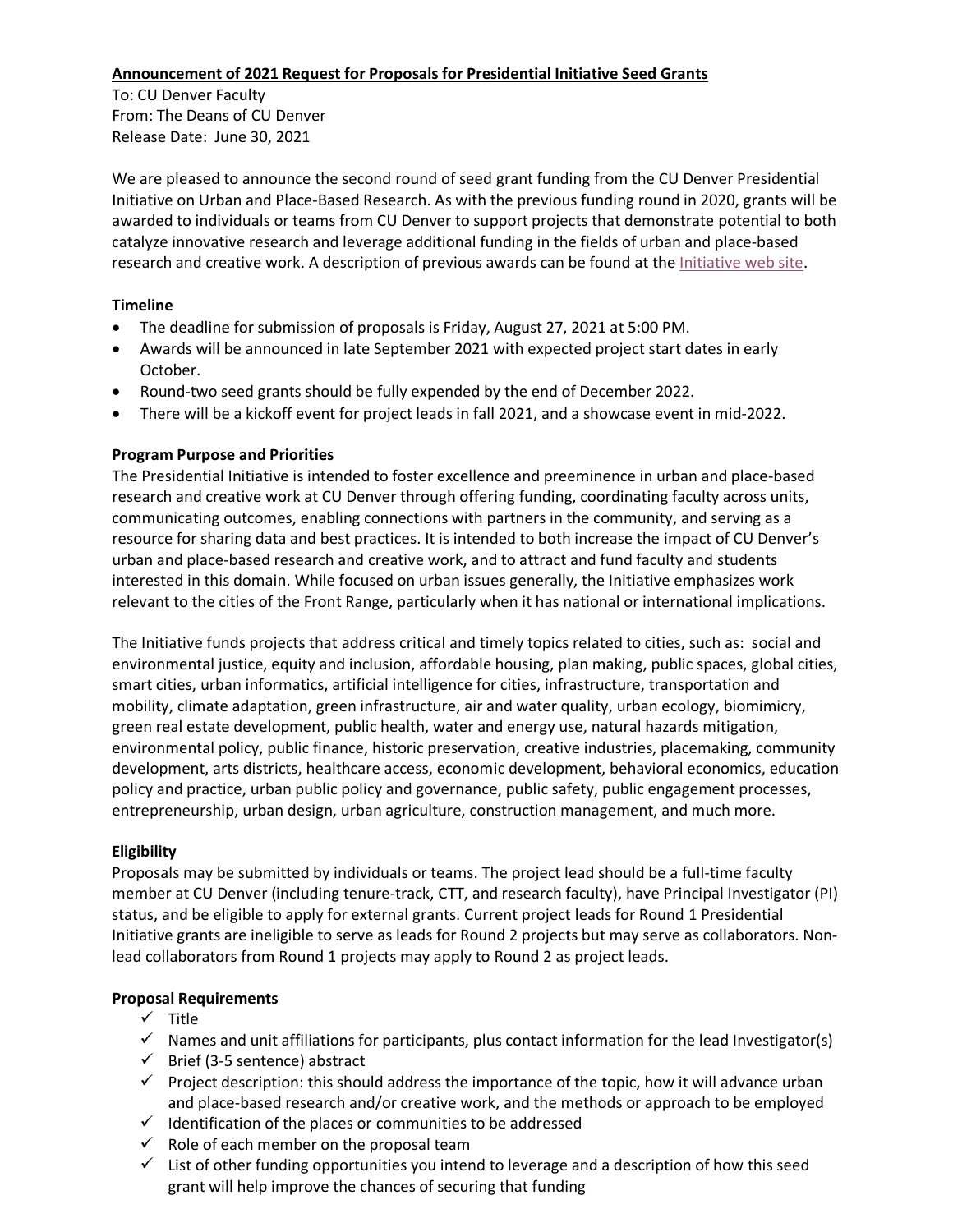**Announcement of 2021 Request for Proposals for Presidential Initiative Seed Grants**

To: CU Denver Faculty
From: The Deans of CU Denver
Release Date: June 30, 2021

We are pleased to announce the second round of seed grant funding from the CU Denver Presidential Initiative on Urban and Place-Based Research. As with the previous funding round in 2020, grants will be awarded to individuals or teams from CU Denver to support projects that demonstrate potential to both catalyze innovative research and leverage additional funding in the fields of urban and place-based research and creative work. A description of previous awards can be found at the Initiative web site.

**Timeline**

- The deadline for submission of proposals is Friday, August 27, 2021 at 5:00 PM.
- Awards will be announced in late September 2021 with expected project start dates in early October.
- Round-two seed grants should be fully expended by the end of December 2022.
- There will be a kickoff event for project leads in fall 2021, and a showcase event in mid-2022.

**Program Purpose and Priorities**

The Presidential Initiative is intended to foster excellence and preeminence in urban and place-based research and creative work at CU Denver through offering funding, coordinating faculty across units, communicating outcomes, enabling connections with partners in the community, and serving as a resource for sharing data and best practices. It is intended to both increase the impact of CU Denver's urban and place-based research and creative work, and to attract and fund faculty and students interested in this domain. While focused on urban issues generally, the Initiative emphasizes work relevant to the cities of the Front Range, particularly when it has national or international implications.

The Initiative funds projects that address critical and timely topics related to cities, such as: social and environmental justice, equity and inclusion, affordable housing, plan making, public spaces, global cities, smart cities, urban informatics, artificial intelligence for cities, infrastructure, transportation and mobility, climate adaptation, green infrastructure, air and water quality, urban ecology, biomimicry, green real estate development, public health, water and energy use, natural hazards mitigation, environmental policy, public finance, historic preservation, creative industries, placemaking, community development, arts districts, healthcare access, economic development, behavioral economics, education policy and practice, urban public policy and governance, public safety, public engagement processes, entrepreneurship, urban design, urban agriculture, construction management, and much more.

**Eligibility**

Proposals may be submitted by individuals or teams. The project lead should be a full-time faculty member at CU Denver (including tenure-track, CTT, and research faculty), have Principal Investigator (PI) status, and be eligible to apply for external grants. Current project leads for Round 1 Presidential Initiative grants are ineligible to serve as leads for Round 2 projects but may serve as collaborators. Non-lead collaborators from Round 1 projects may apply to Round 2 as project leads.

**Proposal Requirements**

- ✓ Title
- ✓ Names and unit affiliations for participants, plus contact information for the lead Investigator(s)
- ✓ Brief (3-5 sentence) abstract
- ✓ Project description: this should address the importance of the topic, how it will advance urban and place-based research and/or creative work, and the methods or approach to be employed
- ✓ Identification of the places or communities to be addressed
- ✓ Role of each member on the proposal team
- ✓ List of other funding opportunities you intend to leverage and a description of how this seed grant will help improve the chances of securing that funding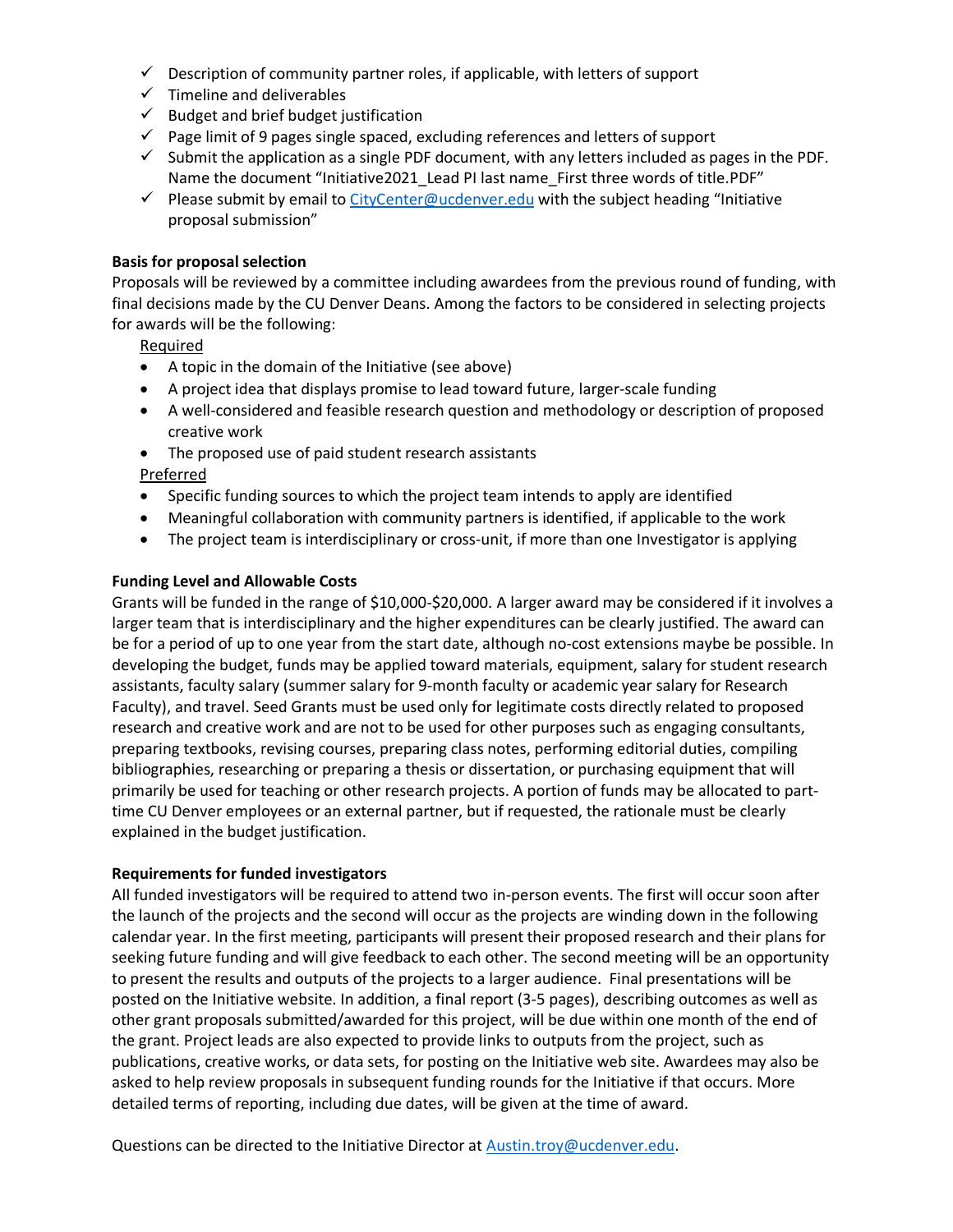- ✓ Description of community partner roles, if applicable, with letters of support
- ✓ Timeline and deliverables
- ✓ Budget and brief budget justification
- ✓ Page limit of 9 pages single spaced, excluding references and letters of support
- ✓ Submit the application as a single PDF document, with any letters included as pages in the PDF. Name the document "Initiative2021_Lead PI last name_First three words of title.PDF"
- ✓ Please submit by email to CityCenter@ucdenver.edu with the subject heading "Initiative proposal submission"

**Basis for proposal selection**

Proposals will be reviewed by a committee including awardees from the previous round of funding, with final decisions made by the CU Denver Deans. Among the factors to be considered in selecting projects for awards will be the following:

Required

- A topic in the domain of the Initiative (see above)
- A project idea that displays promise to lead toward future, larger-scale funding
- A well-considered and feasible research question and methodology or description of proposed creative work
- The proposed use of paid student research assistants

Preferred

- Specific funding sources to which the project team intends to apply are identified
- Meaningful collaboration with community partners is identified, if applicable to the work
- The project team is interdisciplinary or cross-unit, if more than one Investigator is applying

**Funding Level and Allowable Costs**

Grants will be funded in the range of $10,000-$20,000. A larger award may be considered if it involves a larger team that is interdisciplinary and the higher expenditures can be clearly justified. The award can be for a period of up to one year from the start date, although no-cost extensions maybe be possible. In developing the budget, funds may be applied toward materials, equipment, salary for student research assistants, faculty salary (summer salary for 9-month faculty or academic year salary for Research Faculty), and travel. Seed Grants must be used only for legitimate costs directly related to proposed research and creative work and are not to be used for other purposes such as engaging consultants, preparing textbooks, revising courses, preparing class notes, performing editorial duties, compiling bibliographies, researching or preparing a thesis or dissertation, or purchasing equipment that will primarily be used for teaching or other research projects. A portion of funds may be allocated to part-time CU Denver employees or an external partner, but if requested, the rationale must be clearly explained in the budget justification.

**Requirements for funded investigators**

All funded investigators will be required to attend two in-person events. The first will occur soon after the launch of the projects and the second will occur as the projects are winding down in the following calendar year. In the first meeting, participants will present their proposed research and their plans for seeking future funding and will give feedback to each other. The second meeting will be an opportunity to present the results and outputs of the projects to a larger audience. Final presentations will be posted on the Initiative website. In addition, a final report (3-5 pages), describing outcomes as well as other grant proposals submitted/awarded for this project, will be due within one month of the end of the grant. Project leads are also expected to provide links to outputs from the project, such as publications, creative works, or data sets, for posting on the Initiative web site. Awardees may also be asked to help review proposals in subsequent funding rounds for the Initiative if that occurs. More detailed terms of reporting, including due dates, will be given at the time of award.

Questions can be directed to the Initiative Director at Austin.troy@ucdenver.edu.